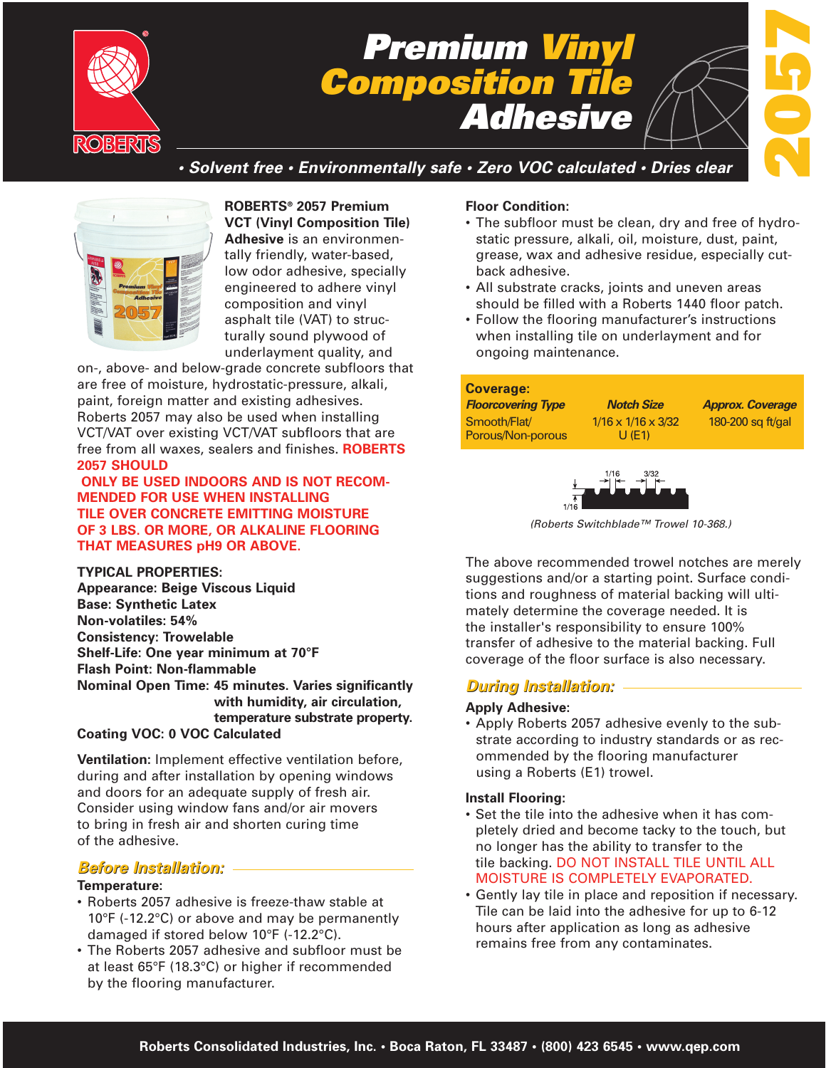# Premium Vinyl Composition Tile Adhesive

**2057**

*• Solvent free • Environmentally safe • Zero VOC calculated • Dries clear*

**ROBERTS® 2057 Premium VCT (Vinyl Composition Tile) Adhesive** is an environmentally friendly, water-based, low odor adhesive, specially engineered to adhere vinyl composition and vinyl asphalt tile (VAT) to structurally sound plywood of underlayment quality, and on-, above- and below-grade concrete subfloors that are free of moisture, hydrostatic-pressure, alkali, paint, foreign matter and existing adhesives. Roberts 2057 may also be used when installing VCT/VAT over existing VCT/VAT subfloors that are free from all waxes, sealers and finishes. **ROBERTS 2057 SHOULD ONLY BE USED INDOORS AND IS NOT RECOMMENDED FOR USE WHEN INSTALLING TILE OVER CONCRETE EMITTING MOISTURE OF 3 LBS. OR MORE, OR ALKALINE FLOORING THAT MEASURES pH9 OR ABOVE.**

**TYPICAL PROPERTIES:**
**Appearance: Beige Viscous Liquid**
**Base: Synthetic Latex**
**Non-volatiles: 54%**
**Consistency: Trowelable**
**Shelf-Life: One year minimum at 70°F**
**Flash Point: Non-flammable**
**Nominal Open Time: 45 minutes. Varies significantly with humidity, air circulation, temperature substrate property.**
**Coating VOC: 0 VOC Calculated**

**Ventilation:** Implement effective ventilation before, during and after installation by opening windows and doors for an adequate supply of fresh air. Consider using window fans and/or air movers to bring in fresh air and shorten curing time of the adhesive.

## *Before Installation:*

**Temperature:**

- Roberts 2057 adhesive is freeze-thaw stable at 10°F (-12.2°C) or above and may be permanently damaged if stored below 10°F (-12.2°C).
- The Roberts 2057 adhesive and subfloor must be at least 65°F (18.3°C) or higher if recommended by the flooring manufacturer.

**Floor Condition:**

- The subfloor must be clean, dry and free of hydrostatic pressure, alkali, oil, moisture, dust, paint, grease, wax and adhesive residue, especially cutback adhesive.
- All substrate cracks, joints and uneven areas should be filled with a Roberts 1440 floor patch.
- Follow the flooring manufacturer's instructions when installing tile on underlayment and for ongoing maintenance.

**Coverage:**

| *Floorcovering Type* | *Notch Size* | *Approx. Coverage* |
|---|---|---|
| Smooth/Flat/ Porous/Non-porous | 1/16 x 1/16 x 3/32 U (E1) | 180-200 sq ft/gal |

*(Roberts Switchblade™ Trowel 10-368.)*

The above recommended trowel notches are merely suggestions and/or a starting point. Surface conditions and roughness of material backing will ultimately determine the coverage needed. It is the installer's responsibility to ensure 100% transfer of adhesive to the material backing. Full coverage of the floor surface is also necessary.

## *During Installation:*

**Apply Adhesive:**

- Apply Roberts 2057 adhesive evenly to the substrate according to industry standards or as recommended by the flooring manufacturer using a Roberts (E1) trowel.

**Install Flooring:**

- Set the tile into the adhesive when it has completely dried and become tacky to the touch, but no longer has the ability to transfer to the tile backing. DO NOT INSTALL TILE UNTIL ALL MOISTURE IS COMPLETELY EVAPORATED.
- Gently lay tile in place and reposition if necessary. Tile can be laid into the adhesive for up to 6-12 hours after application as long as adhesive remains free from any contaminates.

Roberts Consolidated Industries, Inc. • Boca Raton, FL 33487 • (800) 423 6545 • www.qep.com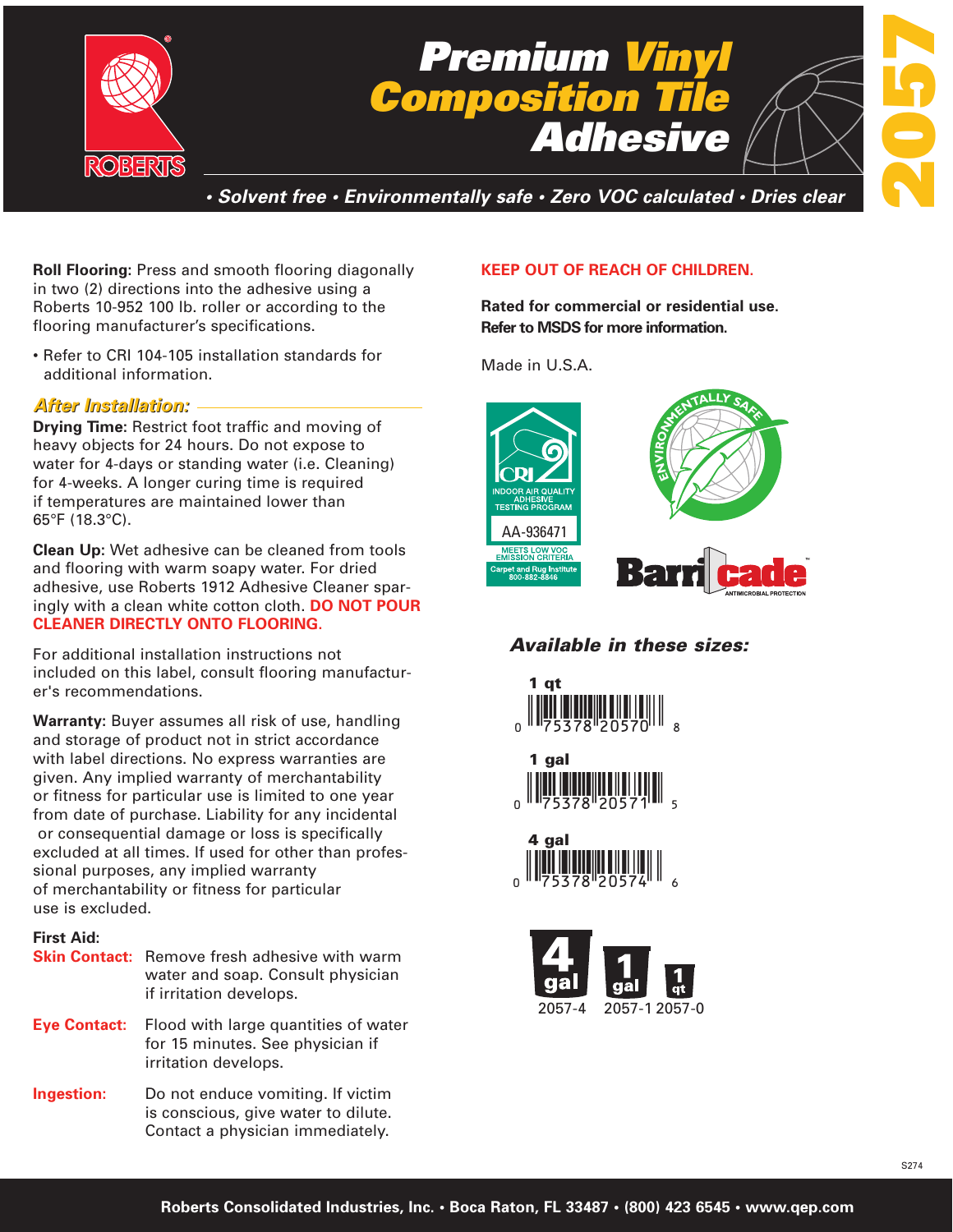# Premium Vinyl Composition Tile Adhesive

**2057**

ROBERTS

• Solvent free • Environmentally safe • Zero VOC calculated • Dries clear

**Roll Flooring:** Press and smooth flooring diagonally in two (2) directions into the adhesive using a Roberts 10-952 100 lb. roller or according to the flooring manufacturer's specifications.

- Refer to CRI 104-105 installation standards for additional information.

## After Installation:

**Drying Time:** Restrict foot traffic and moving of heavy objects for 24 hours. Do not expose to water for 4-days or standing water (i.e. Cleaning) for 4-weeks. A longer curing time is required if temperatures are maintained lower than 65°F (18.3°C).

**Clean Up:** Wet adhesive can be cleaned from tools and flooring with warm soapy water. For dried adhesive, use Roberts 1912 Adhesive Cleaner sparingly with a clean white cotton cloth. **DO NOT POUR CLEANER DIRECTLY ONTO FLOORING.**

For additional installation instructions not included on this label, consult flooring manufacturer's recommendations.

**Warranty:** Buyer assumes all risk of use, handling and storage of product not in strict accordance with label directions. No express warranties are given. Any implied warranty of merchantability or fitness for particular use is limited to one year from date of purchase. Liability for any incidental or consequential damage or loss is specifically excluded at all times. If used for other than professional purposes, any implied warranty of merchantability or fitness for particular use is excluded.

**First Aid:**

**Skin Contact:** Remove fresh adhesive with warm water and soap. Consult physician if irritation develops.

**Eye Contact:** Flood with large quantities of water for 15 minutes. See physician if irritation develops.

**Ingestion:** Do not enduce vomiting. If victim is conscious, give water to dilute. Contact a physician immediately.

**KEEP OUT OF REACH OF CHILDREN.**

**Rated for commercial or residential use.**
**Refer to MSDS for more information.**

Made in U.S.A.

CRI INDOOR AIR QUALITY ADHESIVE TESTING PROGRAM
AA-936471
MEETS LOW VOC EMISSION CRITERIA
Carpet and Rug Institute 800-882-8846

ENVIRONMENTALLY SAFE

Barricade™ ANTIMICROBIAL PROTECTION

## Available in these sizes:

1 qt
0 75378 20570 8

1 gal
0 75378 20571 5

4 gal
0 75378 20574 6

4 gal 2057-4
1 gal 2057-1
1 qt 2057-0

S274

Roberts Consolidated Industries, Inc. • Boca Raton, FL 33487 • (800) 423 6545 • www.qep.com